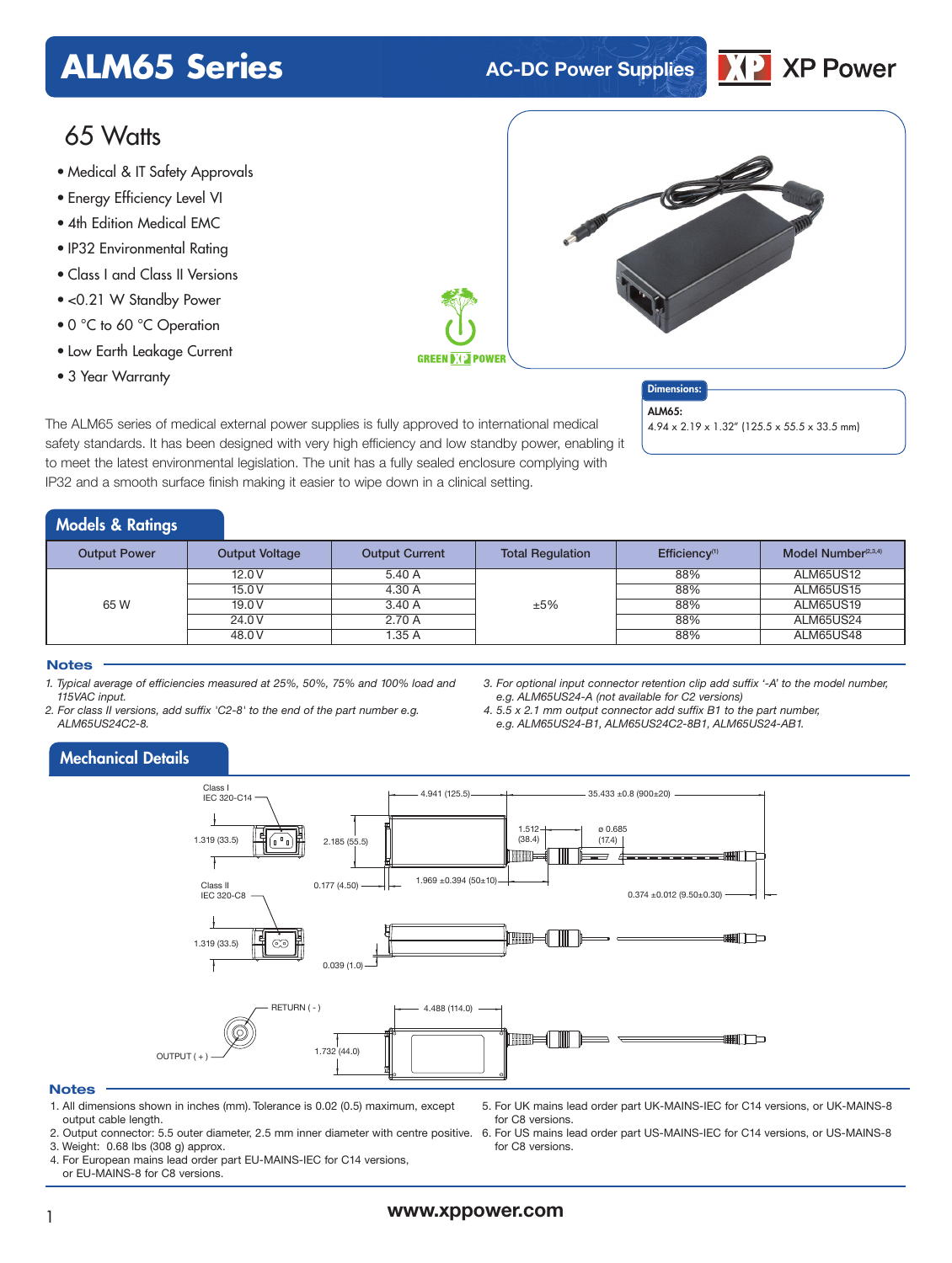# ALM65 Series

AC-DC Power Supplies

## 65 Watts

- Medical & IT Safety Approvals
- Energy Efficiency Level VI
- 4th Edition Medical EMC
- IP32 Environmental Rating
- Class I and Class II Versions
- <0.21 W Standby Power
- 0 °C to 60 °C Operation
- Low Earth Leakage Current
- 3 Year Warranty

**Dimensions:**

**ALM65:**
4.94 x 2.19 x 1.32" (125.5 x 55.5 x 33.5 mm)

The ALM65 series of medical external power supplies is fully approved to international medical safety standards. It has been designed with very high efficiency and low standby power, enabling it to meet the latest environmental legislation. The unit has a fully sealed enclosure complying with IP32 and a smooth surface finish making it easier to wipe down in a clinical setting.

## Models & Ratings

| Output Power | Output Voltage | Output Current | Total Regulation | Efficiency[1] | Model Number[2,3,4] |
|---|---|---|---|---|---|
| 65 W | 12.0 V | 5.40 A | ±5% | 88% | ALM65US12 |
| | 15.0 V | 4.30 A | | 88% | ALM65US15 |
| | 19.0 V | 3.40 A | | 88% | ALM65US19 |
| | 24.0 V | 2.70 A | | 88% | ALM65US24 |
| | 48.0 V | 1.35 A | | 88% | ALM65US48 |

### Notes

1. *Typical average of efficiencies measured at 25%, 50%, 75% and 100% load and 115VAC input.*
2. *For class II versions, add suffix 'C2-8' to the end of the part number e.g. ALM65US24C2-8.*
3. *For optional input connector retention clip add suffix '-A' to the model number, e.g. ALM65US24-A (not available for C2 versions)*
4. *5.5 x 2.1 mm output connector add suffix B1 to the part number, e.g. ALM65US24-B1, ALM65US24C2-8B1, ALM65US24-AB1.*

## Mechanical Details

Class I IEC 320-C14 — 1.319 (33.5); 2.185 (55.5); 4.941 (125.5); 35.433 ±0.8 (900±20); 1.512 (38.4); ø 0.685 (17.4); 0.177 (4.50); 1.969 ±0.394 (50±10); 0.374 ±0.012 (9.50±0.30)

Class II IEC 320-C8 — 1.319 (33.5); 0.039 (1.0)

RETURN ( - ); OUTPUT ( + ); 4.488 (114.0); 1.732 (44.0)

### Notes

1. All dimensions shown in inches (mm). Tolerance is 0.02 (0.5) maximum, except output cable length.
2. Output connector: 5.5 outer diameter, 2.5 mm inner diameter with centre positive.
3. Weight: 0.68 lbs (308 g) approx.
4. For European mains lead order part EU-MAINS-IEC for C14 versions, or EU-MAINS-8 for C8 versions.
5. For UK mains lead order part UK-MAINS-IEC for C14 versions, or UK-MAINS-8 for C8 versions.
6. For US mains lead order part US-MAINS-IEC for C14 versions, or US-MAINS-8 for C8 versions.

www.xppower.com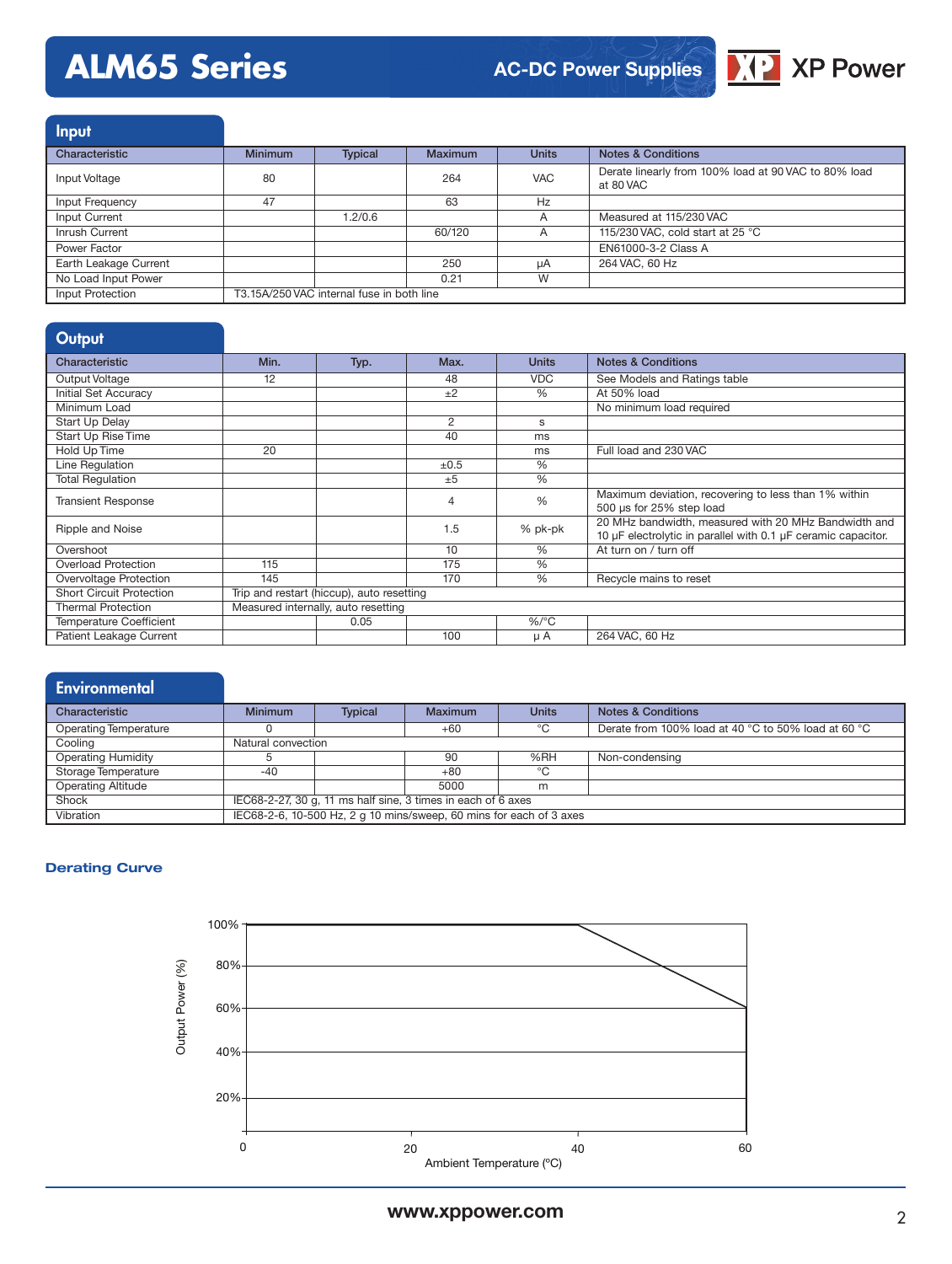## Input

| Characteristic | Minimum | Typical | Maximum | Units | Notes & Conditions |
|---|---|---|---|---|---|
| Input Voltage | 80 | | 264 | VAC | Derate linearly from 100% load at 90 VAC to 80% load at 80 VAC |
| Input Frequency | 47 | | 63 | Hz | |
| Input Current | | 1.2/0.6 | | A | Measured at 115/230 VAC |
| Inrush Current | | | 60/120 | A | 115/230 VAC, cold start at 25 °C |
| Power Factor | | | | | EN61000-3-2 Class A |
| Earth Leakage Current | | | 250 | µA | 264 VAC, 60 Hz |
| No Load Input Power | | | 0.21 | W | |
| Input Protection | T3.15A/250 VAC internal fuse in both line | | | | |

## Output

| Characteristic | Min. | Typ. | Max. | Units | Notes & Conditions |
|---|---|---|---|---|---|
| Output Voltage | 12 | | 48 | VDC | See Models and Ratings table |
| Initial Set Accuracy | | | ±2 | % | At 50% load |
| Minimum Load | | | | | No minimum load required |
| Start Up Delay | | | 2 | s | |
| Start Up Rise Time | | | 40 | ms | |
| Hold Up Time | 20 | | | ms | Full load and 230 VAC |
| Line Regulation | | | ±0.5 | % | |
| Total Regulation | | | ±5 | % | |
| Transient Response | | | 4 | % | Maximum deviation, recovering to less than 1% within 500 µs for 25% step load |
| Ripple and Noise | | | 1.5 | % pk-pk | 20 MHz bandwidth, measured with 20 MHz Bandwidth and 10 µF electrolytic in parallel with 0.1 µF ceramic capacitor. |
| Overshoot | | | 10 | % | At turn on / turn off |
| Overload Protection | 115 | | 175 | % | |
| Overvoltage Protection | 145 | | 170 | % | Recycle mains to reset |
| Short Circuit Protection | Trip and restart (hiccup), auto resetting | | | | |
| Thermal Protection | Measured internally, auto resetting | | | | |
| Temperature Coefficient | | 0.05 | | %/°C | |
| Patient Leakage Current | | | 100 | µ A | 264 VAC, 60 Hz |

## Environmental

| Characteristic | Minimum | Typical | Maximum | Units | Notes & Conditions |
|---|---|---|---|---|---|
| Operating Temperature | 0 | | +60 | °C | Derate from 100% load at 40 °C to 50% load at 60 °C |
| Cooling | Natural convection | | | | |
| Operating Humidity | 5 | | 90 | %RH | Non-condensing |
| Storage Temperature | -40 | | +80 | °C | |
| Operating Altitude | | | 5000 | m | |
| Shock | IEC68-2-27, 30 g, 11 ms half sine, 3 times in each of 6 axes | | | | |
| Vibration | IEC68-2-6, 10-500 Hz, 2 g 10 mins/sweep, 60 mins for each of 3 axes | | | | |

### Derating Curve

Output Power (%) vs Ambient Temperature (°C): 100% from 0 to 40 °C, derating linearly to 60% at 60 °C.

www.xppower.com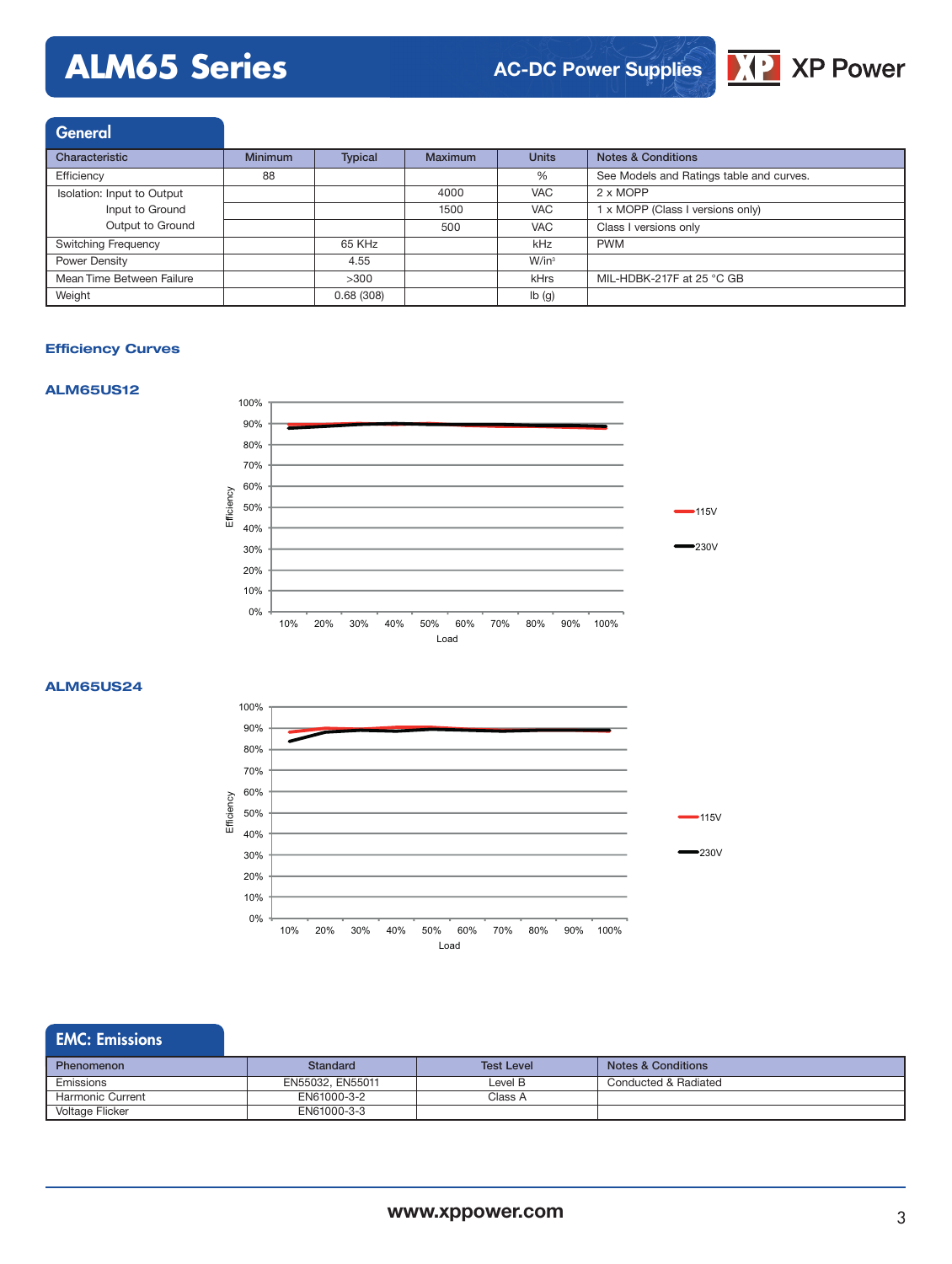## General

| Characteristic | Minimum | Typical | Maximum | Units | Notes & Conditions |
|---|---|---|---|---|---|
| Efficiency | 88 | | | % | See Models and Ratings table and curves. |
| Isolation: Input to Output | | | 4000 | VAC | 2 x MOPP |
| Input to Ground | | | 1500 | VAC | 1 x MOPP (Class I versions only) |
| Output to Ground | | | 500 | VAC | Class I versions only |
| Switching Frequency | | 65 KHz | | kHz | PWM |
| Power Density | | 4.55 | | W/in³ | |
| Mean Time Between Failure | | >300 | | kHrs | MIL-HDBK-217F at 25 °C GB |
| Weight | | 0.68 (308) | | lb (g) | |

### Efficiency Curves

**ALM65US12**

**ALM65US24**

## EMC: Emissions

| Phenomenon | Standard | Test Level | Notes & Conditions |
|---|---|---|---|
| Emissions | EN55032, EN55011 | Level B | Conducted & Radiated |
| Harmonic Current | EN61000-3-2 | Class A | |
| Voltage Flicker | EN61000-3-3 | | |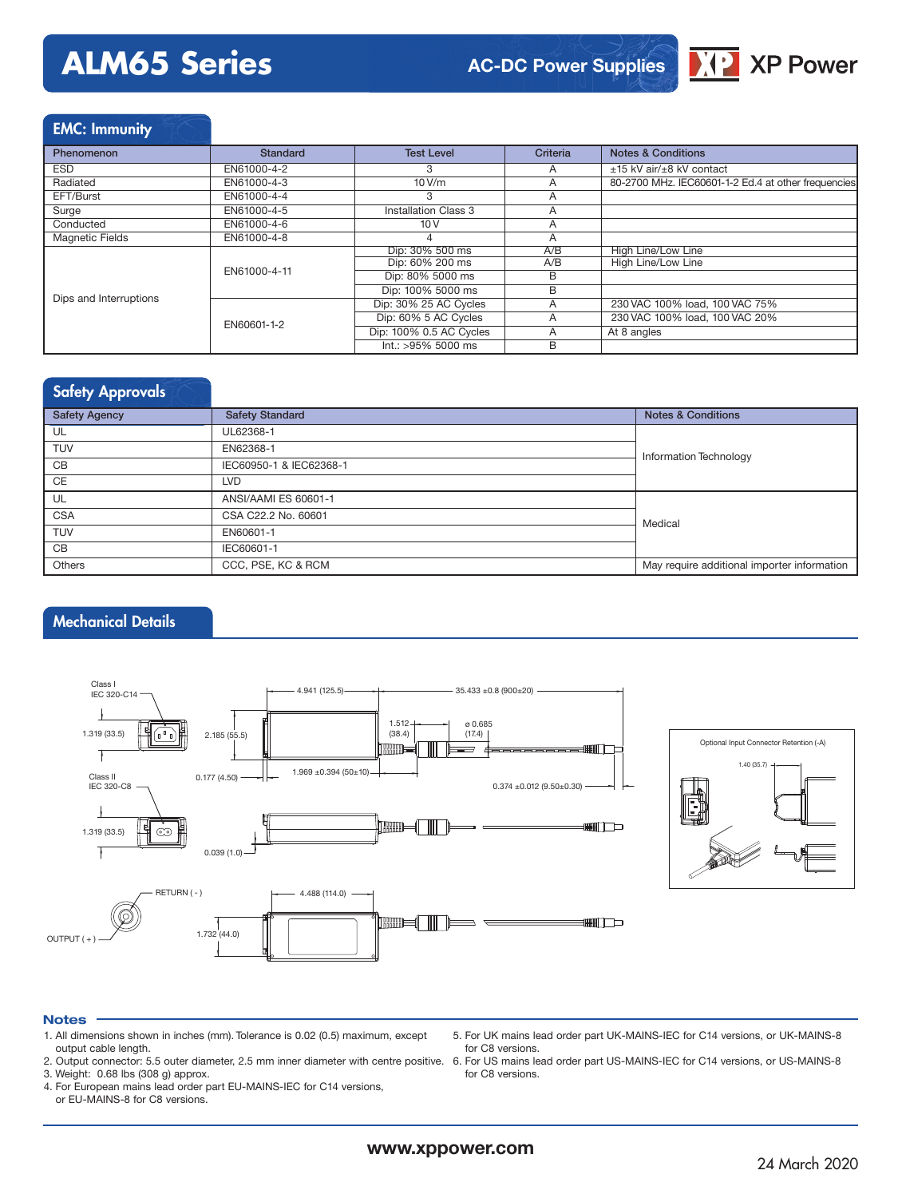## EMC: Immunity

| Phenomenon | Standard | Test Level | Criteria | Notes & Conditions |
|---|---|---|---|---|
| ESD | EN61000-4-2 | 3 | A | ±15 kV air/±8 kV contact |
| Radiated | EN61000-4-3 | 10 V/m | A | 80-2700 MHz. IEC60601-1-2 Ed.4 at other frequencies |
| EFT/Burst | EN61000-4-4 | 3 | A | |
| Surge | EN61000-4-5 | Installation Class 3 | A | |
| Conducted | EN61000-4-6 | 10 V | A | |
| Magnetic Fields | EN61000-4-8 | 4 | A | |
| Dips and Interruptions | EN61000-4-11 | Dip: 30% 500 ms | A/B | High Line/Low Line |
| | | Dip: 60% 200 ms | A/B | High Line/Low Line |
| | | Dip: 80% 5000 ms | B | |
| | | Dip: 100% 5000 ms | B | |
| | EN60601-1-2 | Dip: 30% 25 AC Cycles | A | 230 VAC 100% load, 100 VAC 75% |
| | | Dip: 60% 5 AC Cycles | A | 230 VAC 100% load, 100 VAC 20% |
| | | Dip: 100% 0.5 AC Cycles | A | At 8 angles |
| | | Int.: >95% 5000 ms | B | |

## Safety Approvals

| Safety Agency | Safety Standard | Notes & Conditions |
|---|---|---|
| UL | UL62368-1 | Information Technology |
| TUV | EN62368-1 | |
| CB | IEC60950-1 & IEC62368-1 | |
| CE | LVD | |
| UL | ANSI/AAMI ES 60601-1 | Medical |
| CSA | CSA C22.2 No. 60601 | |
| TUV | EN60601-1 | |
| CB | IEC60601-1 | |
| Others | CCC, PSE, KC & RCM | May require additional importer information |

## Mechanical Details

Class I
IEC 320-C14
1.319 (33.5)
2.185 (55.5)
4.941 (125.5)
35.433 ±0.8 (900±20)
1.512 (38.4)
ø 0.685 (17.4)
0.177 (4.50)
1.969 ±0.394 (50±10)
0.374 ±0.012 (9.50±0.30)
Class II
IEC 320-C8
1.319 (33.5)
0.039 (1.0)
RETURN ( - )
OUTPUT ( + )
4.488 (114.0)
1.732 (44.0)

Optional Input Connector Retention (-A)
1.40 (35.7)

### Notes

1. All dimensions shown in inches (mm). Tolerance is 0.02 (0.5) maximum, except output cable length.
2. Output connector: 5.5 outer diameter, 2.5 mm inner diameter with centre positive.
3. Weight: 0.68 lbs (308 g) approx.
4. For European mains lead order part EU-MAINS-IEC for C14 versions, or EU-MAINS-8 for C8 versions.
5. For UK mains lead order part UK-MAINS-IEC for C14 versions, or UK-MAINS-8 for C8 versions.
6. For US mains lead order part US-MAINS-IEC for C14 versions, or US-MAINS-8 for C8 versions.

www.xppower.com

24 March 2020